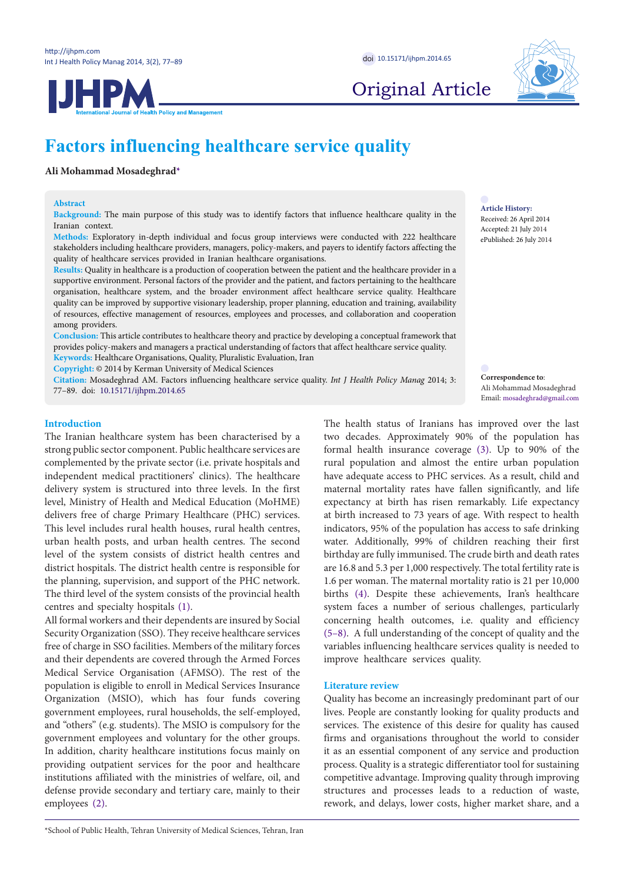Original Article

# Factors influencing healthcare service quality

**Ali Mohammad Mosadeghrad***

**Abstract**

**Background:** The main purpose of this study was to identify factors that influence healthcare quality in the Iranian context.

**Methods:** Exploratory in-depth individual and focus group interviews were conducted with 222 healthcare stakeholders including healthcare providers, managers, policy-makers, and payers to identify factors affecting the quality of healthcare services provided in Iranian healthcare organisations.

**Results:** Quality in healthcare is a production of cooperation between the patient and the healthcare provider in a supportive environment. Personal factors of the provider and the patient, and factors pertaining to the healthcare organisation, healthcare system, and the broader environment affect healthcare service quality. Healthcare quality can be improved by supportive visionary leadership, proper planning, education and training, availability of resources, effective management of resources, employees and processes, and collaboration and cooperation among providers.

**Conclusion:** This article contributes to healthcare theory and practice by developing a conceptual framework that provides policy-makers and managers a practical understanding of factors that affect healthcare service quality.

**Keywords:** Healthcare Organisations, Quality, Pluralistic Evaluation, Iran

**Copyright:** © 2014 by Kerman University of Medical Sciences

**Citation:** Mosadeghrad AM. Factors influencing healthcare service quality. *Int J Health Policy Manag* 2014; 3: 77–89. doi: 10.15171/ijhpm.2014.65

**Article History:**
Received: 26 April 2014
Accepted: 21 July 2014
ePublished: 26 July 2014

**Correspondence to:**
Ali Mohammad Mosadeghrad
Email: mosadeghrad@gmail.com

## Introduction

The Iranian healthcare system has been characterised by a strong public sector component. Public healthcare services are complemented by the private sector (i.e. private hospitals and independent medical practitioners' clinics). The healthcare delivery system is structured into three levels. In the first level, Ministry of Health and Medical Education (MoHME) delivers free of charge Primary Healthcare (PHC) services. This level includes rural health houses, rural health centres, urban health posts, and urban health centres. The second level of the system consists of district health centres and district hospitals. The district health centre is responsible for the planning, supervision, and support of the PHC network. The third level of the system consists of the provincial health centres and specialty hospitals (1).

All formal workers and their dependents are insured by Social Security Organization (SSO). They receive healthcare services free of charge in SSO facilities. Members of the military forces and their dependents are covered through the Armed Forces Medical Service Organisation (AFMSO). The rest of the population is eligible to enroll in Medical Services Insurance Organization (MSIO), which has four funds covering government employees, rural households, the self-employed, and "others" (e.g. students). The MSIO is compulsory for the government employees and voluntary for the other groups. In addition, charity healthcare institutions focus mainly on providing outpatient services for the poor and healthcare institutions affiliated with the ministries of welfare, oil, and defense provide secondary and tertiary care, mainly to their employees (2).

The health status of Iranians has improved over the last two decades. Approximately 90% of the population has formal health insurance coverage (3). Up to 90% of the rural population and almost the entire urban population have adequate access to PHC services. As a result, child and maternal mortality rates have fallen significantly, and life expectancy at birth has risen remarkably. Life expectancy at birth increased to 73 years of age. With respect to health indicators, 95% of the population has access to safe drinking water. Additionally, 99% of children reaching their first birthday are fully immunised. The crude birth and death rates are 16.8 and 5.3 per 1,000 respectively. The total fertility rate is 1.6 per woman. The maternal mortality ratio is 21 per 10,000 births (4). Despite these achievements, Iran's healthcare system faces a number of serious challenges, particularly concerning health outcomes, i.e. quality and efficiency (5–8). A full understanding of the concept of quality and the variables influencing healthcare services quality is needed to improve healthcare services quality.

## Literature review

Quality has become an increasingly predominant part of our lives. People are constantly looking for quality products and services. The existence of this desire for quality has caused firms and organisations throughout the world to consider it as an essential component of any service and production process. Quality is a strategic differentiator tool for sustaining competitive advantage. Improving quality through improving structures and processes leads to a reduction of waste, rework, and delays, lower costs, higher market share, and a

*School of Public Health, Tehran University of Medical Sciences, Tehran, Iran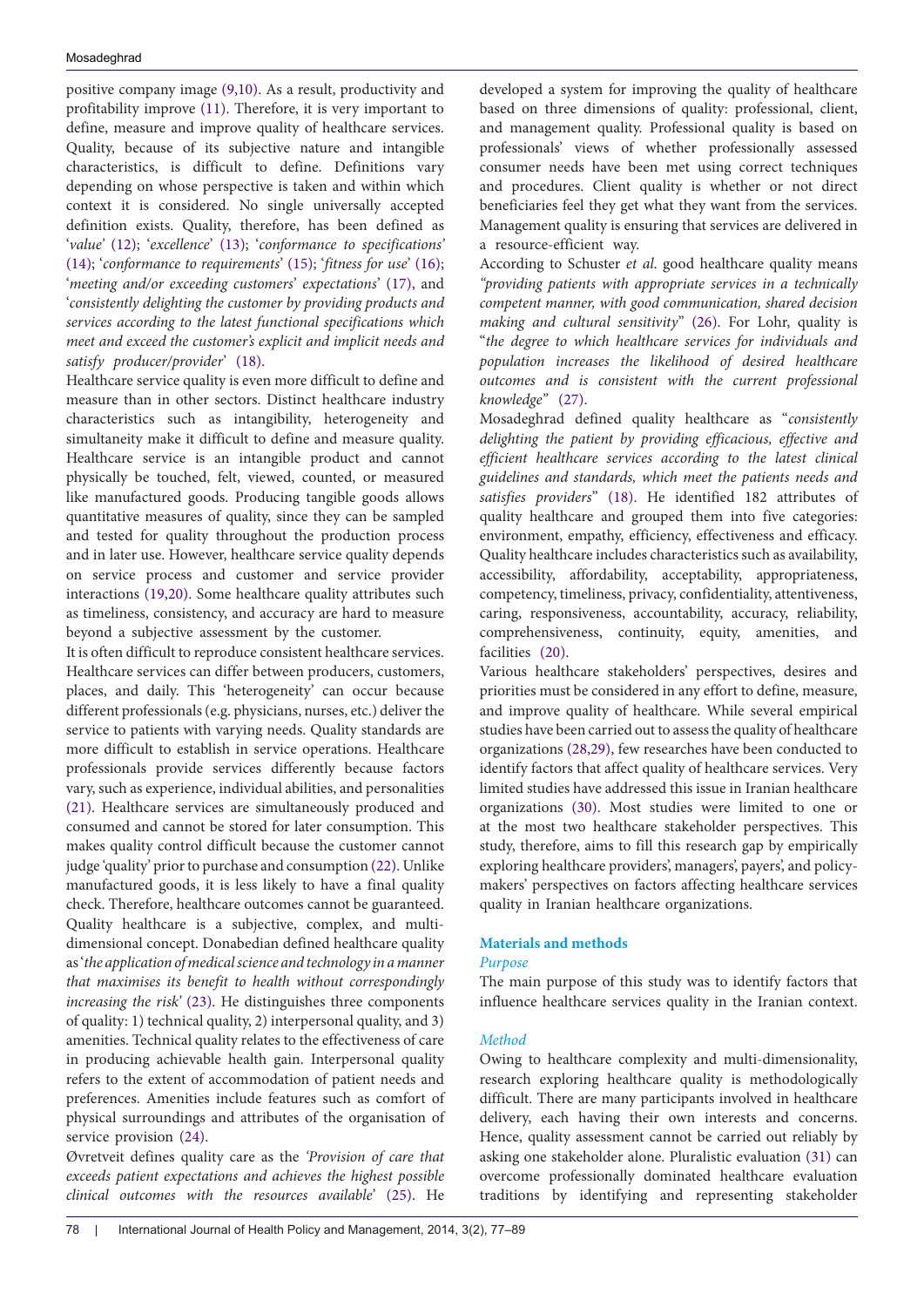positive company image (9,10). As a result, productivity and profitability improve (11). Therefore, it is very important to define, measure and improve quality of healthcare services. Quality, because of its subjective nature and intangible characteristics, is difficult to define. Definitions vary depending on whose perspective is taken and within which context it is considered. No single universally accepted definition exists. Quality, therefore, has been defined as '*value*' (12); '*excellence*' (13); '*conformance to specifications*' (14); '*conformance to requirements*' (15); '*fitness for use*' (16); '*meeting and/or exceeding customers' expectations*' (17), and '*consistently delighting the customer by providing products and services according to the latest functional specifications which meet and exceed the customer's explicit and implicit needs and satisfy producer/provider*' (18).

Healthcare service quality is even more difficult to define and measure than in other sectors. Distinct healthcare industry characteristics such as intangibility, heterogeneity and simultaneity make it difficult to define and measure quality. Healthcare service is an intangible product and cannot physically be touched, felt, viewed, counted, or measured like manufactured goods. Producing tangible goods allows quantitative measures of quality, since they can be sampled and tested for quality throughout the production process and in later use. However, healthcare service quality depends on service process and customer and service provider interactions (19,20). Some healthcare quality attributes such as timeliness, consistency, and accuracy are hard to measure beyond a subjective assessment by the customer.

It is often difficult to reproduce consistent healthcare services. Healthcare services can differ between producers, customers, places, and daily. This 'heterogeneity' can occur because different professionals (e.g. physicians, nurses, etc.) deliver the service to patients with varying needs. Quality standards are more difficult to establish in service operations. Healthcare professionals provide services differently because factors vary, such as experience, individual abilities, and personalities (21). Healthcare services are simultaneously produced and consumed and cannot be stored for later consumption. This makes quality control difficult because the customer cannot judge 'quality' prior to purchase and consumption (22). Unlike manufactured goods, it is less likely to have a final quality check. Therefore, healthcare outcomes cannot be guaranteed.

Quality healthcare is a subjective, complex, and multi-dimensional concept. Donabedian defined healthcare quality as '*the application of medical science and technology in a manner that maximises its benefit to health without correspondingly increasing the risk*' (23). He distinguishes three components of quality: 1) technical quality, 2) interpersonal quality, and 3) amenities. Technical quality relates to the effectiveness of care in producing achievable health gain. Interpersonal quality refers to the extent of accommodation of patient needs and preferences. Amenities include features such as comfort of physical surroundings and attributes of the organisation of service provision (24).

Øvretveit defines quality care as the *'Provision of care that exceeds patient expectations and achieves the highest possible clinical outcomes with the resources available'* (25). He developed a system for improving the quality of healthcare based on three dimensions of quality: professional, client, and management quality. Professional quality is based on professionals' views of whether professionally assessed consumer needs have been met using correct techniques and procedures. Client quality is whether or not direct beneficiaries feel they get what they want from the services. Management quality is ensuring that services are delivered in a resource-efficient way.

According to Schuster *et al.* good healthcare quality means *"providing patients with appropriate services in a technically competent manner, with good communication, shared decision making and cultural sensitivity"* (26). For Lohr, quality is "*the degree to which healthcare services for individuals and population increases the likelihood of desired healthcare outcomes and is consistent with the current professional knowledge*" (27).

Mosadeghrad defined quality healthcare as "*consistently delighting the patient by providing efficacious, effective and efficient healthcare services according to the latest clinical guidelines and standards, which meet the patients needs and satisfies providers*" (18). He identified 182 attributes of quality healthcare and grouped them into five categories: environment, empathy, efficiency, effectiveness and efficacy. Quality healthcare includes characteristics such as availability, accessibility, affordability, acceptability, appropriateness, competency, timeliness, privacy, confidentiality, attentiveness, caring, responsiveness, accountability, accuracy, reliability, comprehensiveness, continuity, equity, amenities, and facilities (20).

Various healthcare stakeholders' perspectives, desires and priorities must be considered in any effort to define, measure, and improve quality of healthcare. While several empirical studies have been carried out to assess the quality of healthcare organizations (28,29), few researches have been conducted to identify factors that affect quality of healthcare services. Very limited studies have addressed this issue in Iranian healthcare organizations (30). Most studies were limited to one or at the most two healthcare stakeholder perspectives. This study, therefore, aims to fill this research gap by empirically exploring healthcare providers', managers', payers', and policy-makers' perspectives on factors affecting healthcare services quality in Iranian healthcare organizations.

## Materials and methods

### *Purpose*

The main purpose of this study was to identify factors that influence healthcare services quality in the Iranian context.

### *Method*

Owing to healthcare complexity and multi-dimensionality, research exploring healthcare quality is methodologically difficult. There are many participants involved in healthcare delivery, each having their own interests and concerns. Hence, quality assessment cannot be carried out reliably by asking one stakeholder alone. Pluralistic evaluation (31) can overcome professionally dominated healthcare evaluation traditions by identifying and representing stakeholder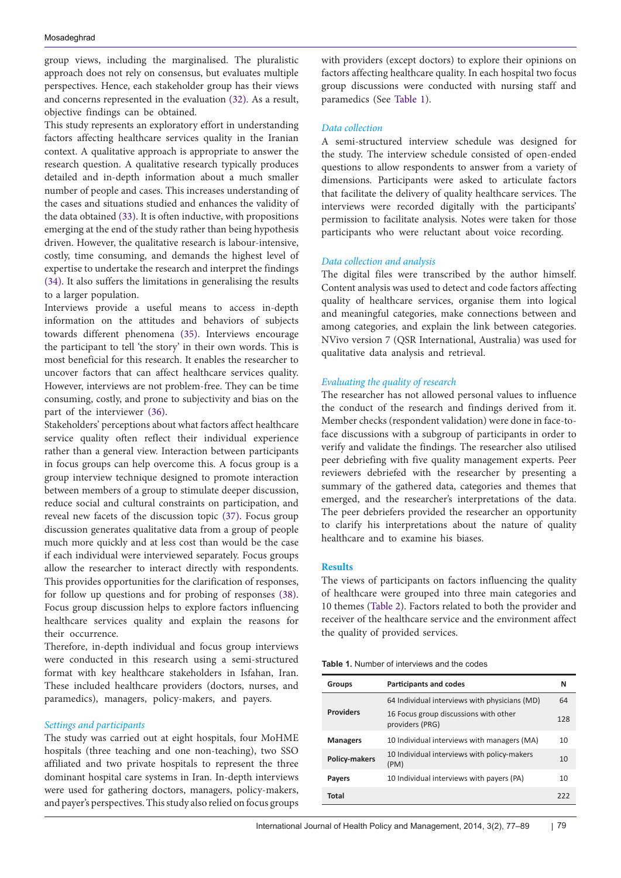group views, including the marginalised. The pluralistic approach does not rely on consensus, but evaluates multiple perspectives. Hence, each stakeholder group has their views and concerns represented in the evaluation (32). As a result, objective findings can be obtained.

This study represents an exploratory effort in understanding factors affecting healthcare services quality in the Iranian context. A qualitative approach is appropriate to answer the research question. A qualitative research typically produces detailed and in-depth information about a much smaller number of people and cases. This increases understanding of the cases and situations studied and enhances the validity of the data obtained (33). It is often inductive, with propositions emerging at the end of the study rather than being hypothesis driven. However, the qualitative research is labour-intensive, costly, time consuming, and demands the highest level of expertise to undertake the research and interpret the findings (34). It also suffers the limitations in generalising the results to a larger population.

Interviews provide a useful means to access in-depth information on the attitudes and behaviors of subjects towards different phenomena (35). Interviews encourage the participant to tell 'the story' in their own words. This is most beneficial for this research. It enables the researcher to uncover factors that can affect healthcare services quality. However, interviews are not problem-free. They can be time consuming, costly, and prone to subjectivity and bias on the part of the interviewer (36).

Stakeholders' perceptions about what factors affect healthcare service quality often reflect their individual experience rather than a general view. Interaction between participants in focus groups can help overcome this. A focus group is a group interview technique designed to promote interaction between members of a group to stimulate deeper discussion, reduce social and cultural constraints on participation, and reveal new facets of the discussion topic (37). Focus group discussion generates qualitative data from a group of people much more quickly and at less cost than would be the case if each individual were interviewed separately. Focus groups allow the researcher to interact directly with respondents. This provides opportunities for the clarification of responses, for follow up questions and for probing of responses (38). Focus group discussion helps to explore factors influencing healthcare services quality and explain the reasons for their occurrence.

Therefore, in-depth individual and focus group interviews were conducted in this research using a semi-structured format with key healthcare stakeholders in Isfahan, Iran. These included healthcare providers (doctors, nurses, and paramedics), managers, policy-makers, and payers.

### *Settings and participants*

The study was carried out at eight hospitals, four MoHME hospitals (three teaching and one non-teaching), two SSO affiliated and two private hospitals to represent the three dominant hospital care systems in Iran. In-depth interviews were used for gathering doctors, managers, policy-makers, and payer's perspectives. This study also relied on focus groups with providers (except doctors) to explore their opinions on factors affecting healthcare quality. In each hospital two focus group discussions were conducted with nursing staff and paramedics (See Table 1).

### *Data collection*

A semi-structured interview schedule was designed for the study. The interview schedule consisted of open-ended questions to allow respondents to answer from a variety of dimensions. Participants were asked to articulate factors that facilitate the delivery of quality healthcare services. The interviews were recorded digitally with the participants' permission to facilitate analysis. Notes were taken for those participants who were reluctant about voice recording.

### *Data collection and analysis*

The digital files were transcribed by the author himself. Content analysis was used to detect and code factors affecting quality of healthcare services, organise them into logical and meaningful categories, make connections between and among categories, and explain the link between categories. NVivo version 7 (QSR International, Australia) was used for qualitative data analysis and retrieval.

### *Evaluating the quality of research*

The researcher has not allowed personal values to influence the conduct of the research and findings derived from it. Member checks (respondent validation) were done in face-to-face discussions with a subgroup of participants in order to verify and validate the findings. The researcher also utilised peer debriefing with five quality management experts. Peer reviewers debriefed with the researcher by presenting a summary of the gathered data, categories and themes that emerged, and the researcher's interpretations of the data. The peer debriefers provided the researcher an opportunity to clarify his interpretations about the nature of quality healthcare and to examine his biases.

## Results

The views of participants on factors influencing the quality of healthcare were grouped into three main categories and 10 themes (Table 2). Factors related to both the provider and receiver of the healthcare service and the environment affect the quality of provided services.

**Table 1.** Number of interviews and the codes

| Groups | Participants and codes | N |
|---|---|---|
| **Providers** | 64 Individual interviews with physicians (MD) | 64 |
| | 16 Focus group discussions with other providers (PRG) | 128 |
| **Managers** | 10 Individual interviews with managers (MA) | 10 |
| **Policy-makers** | 10 Individual interviews with policy-makers (PM) | 10 |
| **Payers** | 10 Individual interviews with payers (PA) | 10 |
| **Total** | | 222 |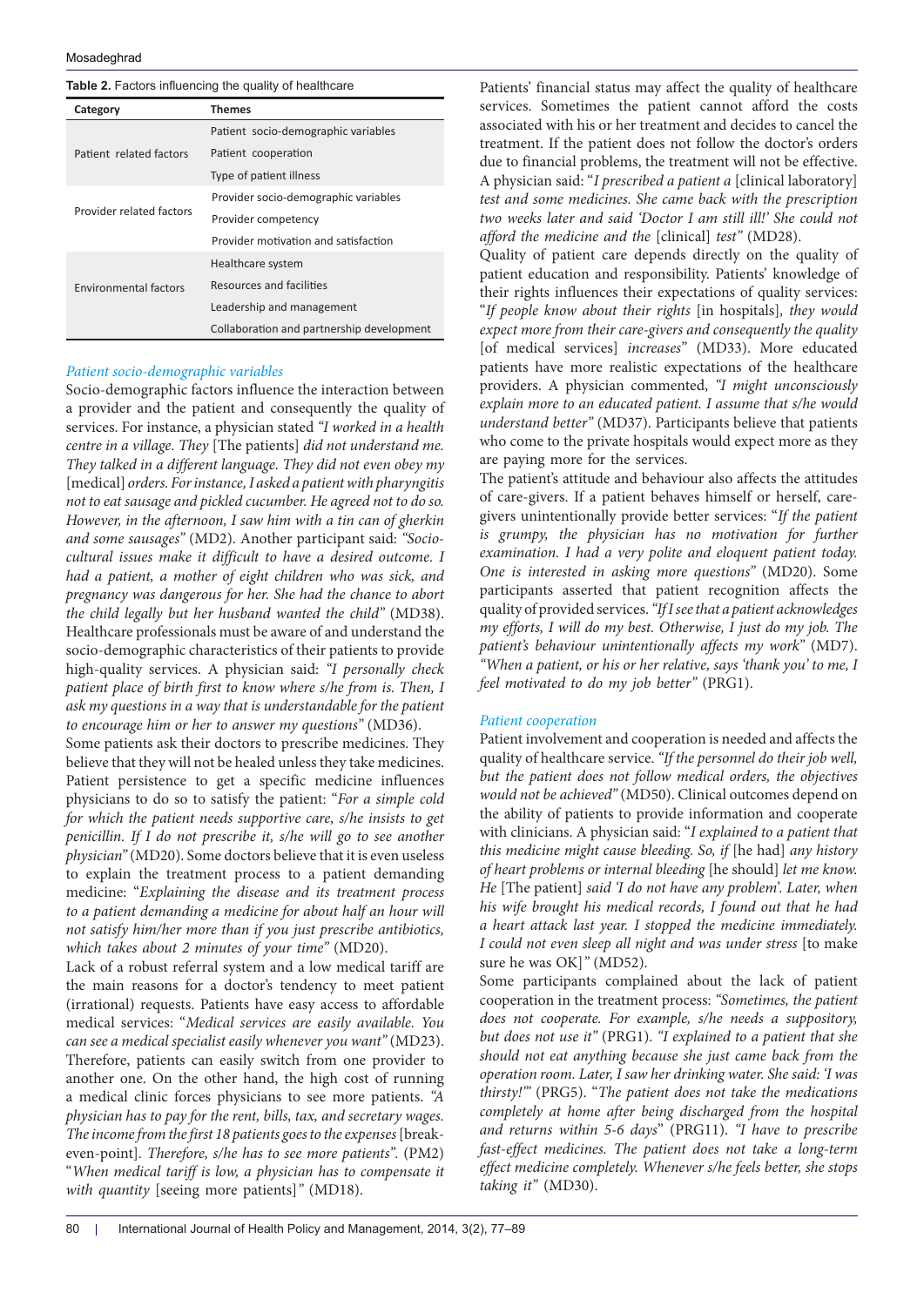**Table 2.** Factors influencing the quality of healthcare

| Category | Themes |
|---|---|
| Patient related factors | Patient socio-demographic variables |
| | Patient cooperation |
| | Type of patient illness |
| Provider related factors | Provider socio-demographic variables |
| | Provider competency |
| | Provider motivation and satisfaction |
| Environmental factors | Healthcare system |
| | Resources and facilities |
| | Leadership and management |
| | Collaboration and partnership development |

### *Patient socio-demographic variables*

Socio-demographic factors influence the interaction between a provider and the patient and consequently the quality of services. For instance, a physician stated *"I worked in a health centre in a village. They* [The patients] *did not understand me. They talked in a different language. They did not even obey my* [medical] *orders. For instance, I asked a patient with pharyngitis not to eat sausage and pickled cucumber. He agreed not to do so. However, in the afternoon, I saw him with a tin can of gherkin and some sausages"* (MD2). Another participant said: *"Socio-cultural issues make it difficult to have a desired outcome. I had a patient, a mother of eight children who was sick, and pregnancy was dangerous for her. She had the chance to abort the child legally but her husband wanted the child"* (MD38). Healthcare professionals must be aware of and understand the socio-demographic characteristics of their patients to provide high-quality services. A physician said: *"I personally check patient place of birth first to know where s/he from is. Then, I ask my questions in a way that is understandable for the patient to encourage him or her to answer my questions"* (MD36).

Some patients ask their doctors to prescribe medicines. They believe that they will not be healed unless they take medicines. Patient persistence to get a specific medicine influences physicians to do so to satisfy the patient: "*For a simple cold for which the patient needs supportive care, s/he insists to get penicillin. If I do not prescribe it, s/he will go to see another physician"* (MD20). Some doctors believe that it is even useless to explain the treatment process to a patient demanding medicine: "*Explaining the disease and its treatment process to a patient demanding a medicine for about half an hour will not satisfy him/her more than if you just prescribe antibiotics, which takes about 2 minutes of your time"* (MD20).

Lack of a robust referral system and a low medical tariff are the main reasons for a doctor's tendency to meet patient (irrational) requests. Patients have easy access to affordable medical services: "*Medical services are easily available. You can see a medical specialist easily whenever you want"* (MD23). Therefore, patients can easily switch from one provider to another one. On the other hand, the high cost of running a medical clinic forces physicians to see more patients. *"A physician has to pay for the rent, bills, tax, and secretary wages. The income from the first 18 patients goes to the expenses* [break-even-point]. *Therefore, s/he has to see more patients"*. (PM2) "*When medical tariff is low, a physician has to compensate it with quantity* [seeing more patients]*"* (MD18).

Patients' financial status may affect the quality of healthcare services. Sometimes the patient cannot afford the costs associated with his or her treatment and decides to cancel the treatment. If the patient does not follow the doctor's orders due to financial problems, the treatment will not be effective. A physician said: "*I prescribed a patient a* [clinical laboratory] *test and some medicines. She came back with the prescription two weeks later and said 'Doctor I am still ill!' She could not afford the medicine and the* [clinical] *test"* (MD28).

Quality of patient care depends directly on the quality of patient education and responsibility. Patients' knowledge of their rights influences their expectations of quality services: "*If people know about their rights* [in hospitals]*, they would expect more from their care-givers and consequently the quality* [of medical services] *increases*" (MD33). More educated patients have more realistic expectations of the healthcare providers. A physician commented, *"I might unconsciously explain more to an educated patient. I assume that s/he would understand better"* (MD37). Participants believe that patients who come to the private hospitals would expect more as they are paying more for the services.

The patient's attitude and behaviour also affects the attitudes of care-givers. If a patient behaves himself or herself, care-givers unintentionally provide better services: "*If the patient is grumpy, the physician has no motivation for further examination. I had a very polite and eloquent patient today. One is interested in asking more questions"* (MD20). Some participants asserted that patient recognition affects the quality of provided services. *"If I see that a patient acknowledges my efforts, I will do my best. Otherwise, I just do my job. The patient's behaviour unintentionally affects my work"* (MD7). *"When a patient, or his or her relative, says 'thank you' to me, I feel motivated to do my job better"* (PRG1).

### *Patient cooperation*

Patient involvement and cooperation is needed and affects the quality of healthcare service. *"If the personnel do their job well, but the patient does not follow medical orders, the objectives would not be achieved"* (MD50). Clinical outcomes depend on the ability of patients to provide information and cooperate with clinicians. A physician said: "*I explained to a patient that this medicine might cause bleeding. So, if* [he had] *any history of heart problems or internal bleeding* [he should] *let me know. He* [The patient] *said 'I do not have any problem'. Later, when his wife brought his medical records, I found out that he had a heart attack last year. I stopped the medicine immediately. I could not even sleep all night and was under stress* [to make sure he was OK]*"* (MD52).

Some participants complained about the lack of patient cooperation in the treatment process: *"Sometimes, the patient does not cooperate. For example, s/he needs a suppository, but does not use it"* (PRG1). *"I explained to a patient that she should not eat anything because she just came back from the operation room. Later, I saw her drinking water. She said: 'I was thirsty!'"* (PRG5). "*The patient does not take the medications completely at home after being discharged from the hospital and returns within 5-6 days*" (PRG11). *"I have to prescribe fast-effect medicines. The patient does not take a long-term effect medicine completely. Whenever s/he feels better, she stops taking it"* (MD30).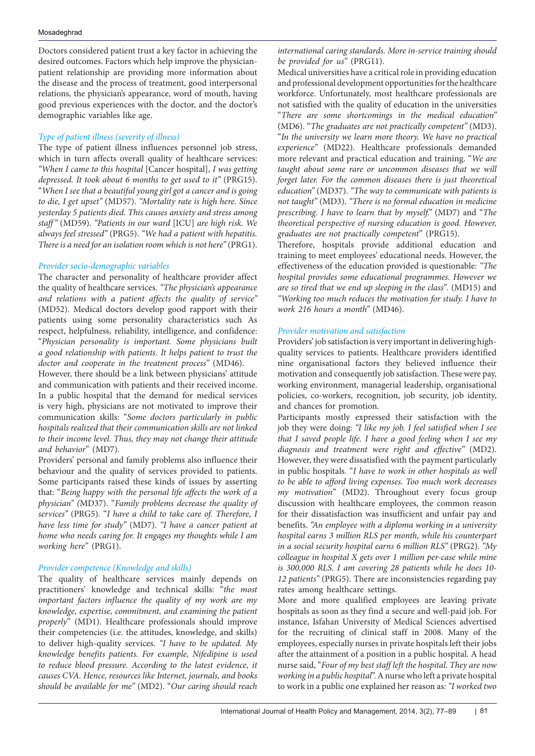Doctors considered patient trust a key factor in achieving the desired outcomes. Factors which help improve the physician-patient relationship are providing more information about the disease and the process of treatment, good interpersonal relations, the physician's appearance, word of mouth, having good previous experiences with the doctor, and the doctor's demographic variables like age.

### *Type of patient illness (severity of illness)*

The type of patient illness influences personnel job stress, which in turn affects overall quality of healthcare services: *"When I came to this hospital* [Cancer hospital], *I was getting depressed. It took about 6 months to get used to it"* (PRG15). "*When I see that a beautiful young girl got a cancer and is going to die, I get upset"* (MD57). *"Mortality rate is high here. Since yesterday 5 patients died. This causes anxiety and stress among staff"* (MD59). *"Patients in our ward* [ICU] *are high risk. We always feel stressed"* (PRG5). *"We had a patient with hepatitis. There is a need for an isolation room which is not here"* (PRG1).

### *Provider socio-demographic variables*

The character and personality of healthcare provider affect the quality of healthcare services. *"The physician's appearance and relations with a patient affects the quality of service"* (MD52). Medical doctors develop good rapport with their patients using some personality characteristics such As respect, helpfulness, reliability, intelligence, and confidence: "*Physician personality is important. Some physicians built a good relationship with patients. It helps patient to trust the doctor and cooperate in the treatment process*" (MD46).

However, there should be a link between physicians' attitude and communication with patients and their received income. In a public hospital that the demand for medical services is very high, physicians are not motivated to improve their communication skills: "*Some doctors particularly in public hospitals realized that their communication skills are not linked to their income level. Thus, they may not change their attitude and behavior*" (MD7).

Providers' personal and family problems also influence their behaviour and the quality of services provided to patients. Some participants raised these kinds of issues by asserting that: "*Being happy with the personal life affects the work of a physician" (*MD37). "*Family problems decrease the quality of services"* (PRG5). "*I have a child to take care of. Therefore, I have less time for study"* (MD7). *"I have a cancer patient at home who needs caring for. It engages my thoughts while I am working here"* (PRG1).

### *Provider competence (Knowledge and skills)*

The quality of healthcare services mainly depends on practitioners' knowledge and technical skills: "*the most important factors influence the quality of my work are my knowledge, expertise, commitment, and examining the patient properly*" (MD1). Healthcare professionals should improve their competencies (i.e. the attitudes, knowledge, and skills) to deliver high-quality services. *"I have to be updated. My knowledge benefits patients. For example, Nifedipine is used to reduce blood pressure. According to the latest evidence, it causes CVA. Hence, resources like Internet, journals, and books should be available for me"* (MD2). "*Our caring should reach international caring standards. More in-service training should be provided for us"* (PRG11).

Medical universities have a critical role in providing education and professional development opportunities for the healthcare workforce. Unfortunately, most healthcare professionals are not satisfied with the quality of education in the universities "*There are some shortcomings in the medical education*" (MD6). "*The graduates are not practically competent"* (MD3). "*In the university we learn more theory. We have no practical experience*" (MD22). Healthcare professionals demanded more relevant and practical education and training. "*We are taught about some rare or uncommon diseases that we will forget later. For the common diseases there is just theoretical education*" (MD37). *"The way to communicate with patients is not taught"* (MD3). *"There is no formal education in medicine prescribing. I have to learn that by myself."* (MD7) and "*The theoretical perspective of nursing education is good. However, graduates are not practically competent*" (PRG15).

Therefore, hospitals provide additional education and training to meet employees' educational needs. However, the effectiveness of the education provided is questionable*: "The hospital provides some educational programmes. However we are so tired that we end up sleeping in the class".* (MD15) and *"Working too much reduces the motivation for study. I have to work 216 hours a month*" (MD46).

### *Provider motivation and satisfaction*

Providers' job satisfaction is very important in delivering high-quality services to patients. Healthcare providers identified nine organisational factors they believed influence their motivation and consequently job satisfaction. These were pay, working environment, managerial leadership, organisational policies, co-workers, recognition, job security, job identity, and chances for promotion.

Participants mostly expressed their satisfaction with the job they were doing: *"I like my job. I feel satisfied when I see that I saved people life. I have a good feeling when I see my diagnosis and treatment were right and effective"* (MD2). However, they were dissatisfied with the payment particularly in public hospitals. "*I have to work in other hospitals as well to be able to afford living expenses. Too much work decreases my motivation*" (MD2). Throughout every focus group discussion with healthcare employees, the common reason for their dissatisfaction was insufficient and unfair pay and benefits. *"An employee with a diploma working in a university hospital earns 3 million RLS per month, while his counterpart in a social security hospital earns 6 million RLS"* (PRG2). *"My colleague in hospital X gets over 1 million per-case while mine is 300,000 RLS. I am covering 28 patients while he does 10-12 patients"* (PRG5). There are inconsistencies regarding pay rates among healthcare settings.

More and more qualified employees are leaving private hospitals as soon as they find a secure and well-paid job. For instance, Isfahan University of Medical Sciences advertised for the recruiting of clinical staff in 2008. Many of the employees, especially nurses in private hospitals left their jobs after the attainment of a position in a public hospital. A head nurse said, "*Four of my best staff left the hospital. They are now working in a public hospital*". A nurse who left a private hospital to work in a public one explained her reason as*: "I worked two*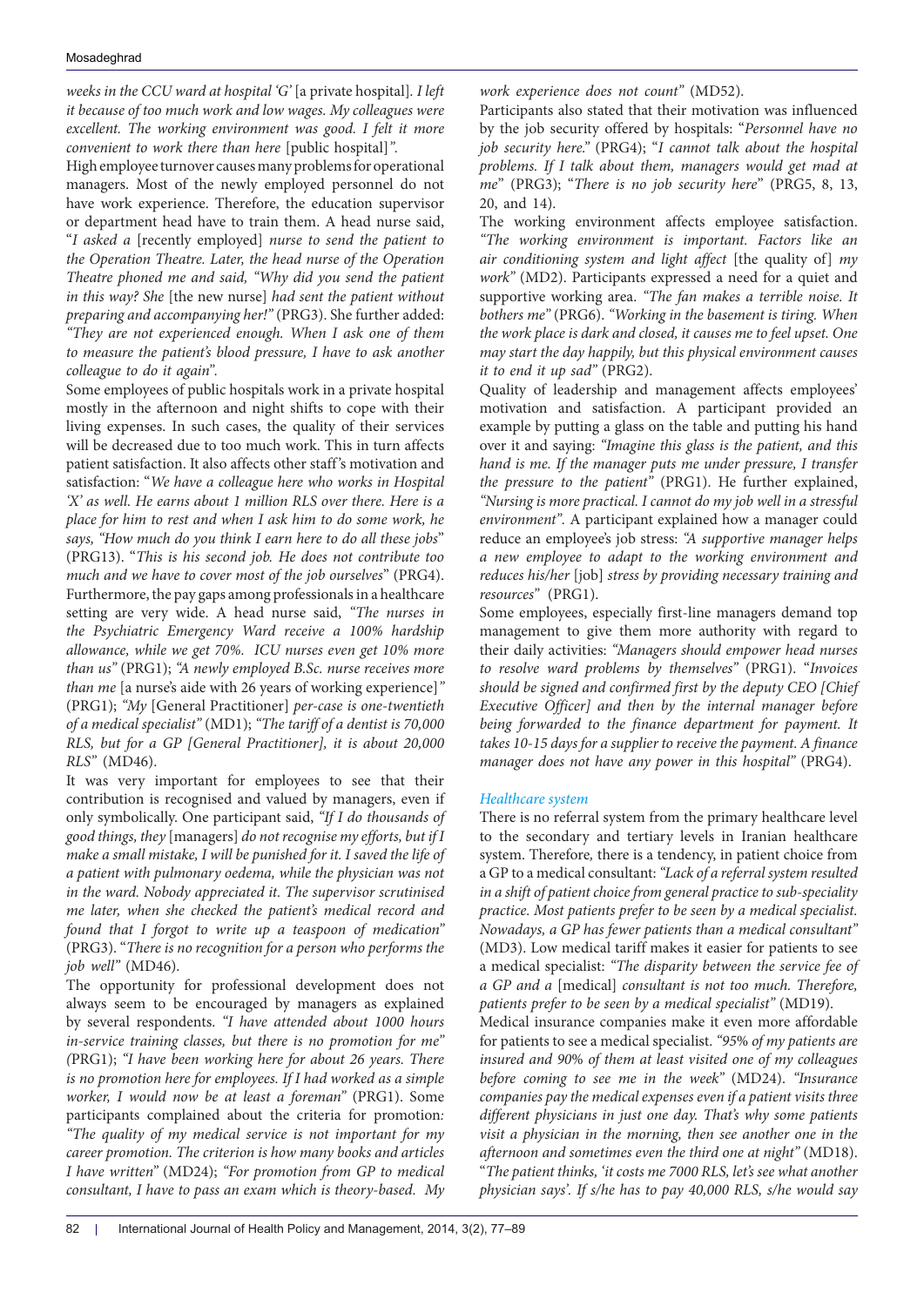*weeks in the CCU ward at hospital 'G'* [a private hospital]*. I left it because of too much work and low wages. My colleagues were excellent. The working environment was good. I felt it more convenient to work there than here* [public hospital]*"*.

High employee turnover causes many problems for operational managers. Most of the newly employed personnel do not have work experience. Therefore, the education supervisor or department head have to train them. A head nurse said, "*I asked a* [recently employed] *nurse to send the patient to the Operation Theatre. Later, the head nurse of the Operation Theatre phoned me and said, "Why did you send the patient in this way? She* [the new nurse] *had sent the patient without preparing and accompanying her!"* (PRG3). She further added: *"They are not experienced enough. When I ask one of them to measure the patient's blood pressure, I have to ask another colleague to do it again"*.

Some employees of public hospitals work in a private hospital mostly in the afternoon and night shifts to cope with their living expenses. In such cases, the quality of their services will be decreased due to too much work. This in turn affects patient satisfaction. It also affects other staff's motivation and satisfaction: "*We have a colleague here who works in Hospital 'X' as well. He earns about 1 million RLS over there. Here is a place for him to rest and when I ask him to do some work, he says, "How much do you think I earn here to do all these jobs*" (PRG13). "*This is his second job. He does not contribute too much and we have to cover most of the job ourselves*" (PRG4). Furthermore, the pay gaps among professionals in a healthcare setting are very wide. A head nurse said, *"The nurses in the Psychiatric Emergency Ward receive a 100% hardship allowance, while we get 70%. ICU nurses even get 10% more than us"* (PRG1); *"A newly employed B.Sc. nurse receives more than me* [a nurse's aide with 26 years of working experience]*"* (PRG1); *"My* [General Practitioner] *per-case is one-twentieth of a medical specialist"* (MD1); *"The tariff of a dentist is 70,000 RLS, but for a GP [General Practitioner], it is about 20,000 RLS"* (MD46).

It was very important for employees to see that their contribution is recognised and valued by managers, even if only symbolically. One participant said, *"If I do thousands of good things, they* [managers] *do not recognise my efforts, but if I make a small mistake, I will be punished for it. I saved the life of a patient with pulmonary oedema, while the physician was not in the ward. Nobody appreciated it. The supervisor scrutinised me later, when she checked the patient's medical record and found that I forgot to write up a teaspoon of medication"* (PRG3). "*There is no recognition for a person who performs the job well"* (MD46).

The opportunity for professional development does not always seem to be encouraged by managers as explained by several respondents. *"I have attended about 1000 hours in-service training classes, but there is no promotion for me" (*PRG1); *"I have been working here for about 26 years. There is no promotion here for employees. If I had worked as a simple worker, I would now be at least a foreman"* (PRG1). Some participants complained about the criteria for promotion*: "The quality of my medical service is not important for my career promotion. The criterion is how many books and articles I have written"* (MD24); *"For promotion from GP to medical consultant, I have to pass an exam which is theory-based. My work experience does not count"* (MD52).

Participants also stated that their motivation was influenced by the job security offered by hospitals: "*Personnel have no job security here.*" (PRG4); "*I cannot talk about the hospital problems. If I talk about them, managers would get mad at me*" (PRG3); "*There is no job security here*" (PRG5, 8, 13, 20, and 14).

The working environment affects employee satisfaction. *"The working environment is important. Factors like an air conditioning system and light affect* [the quality of] *my work"* (MD2). Participants expressed a need for a quiet and supportive working area. *"The fan makes a terrible noise. It bothers me"* (PRG6). *"Working in the basement is tiring. When the work place is dark and closed, it causes me to feel upset. One may start the day happily, but this physical environment causes it to end it up sad"* (PRG2).

Quality of leadership and management affects employees' motivation and satisfaction. A participant provided an example by putting a glass on the table and putting his hand over it and saying: *"Imagine this glass is the patient, and this hand is me. If the manager puts me under pressure, I transfer the pressure to the patient"* (PRG1). He further explained, *"Nursing is more practical. I cannot do my job well in a stressful environment"*. A participant explained how a manager could reduce an employee's job stress: *"A supportive manager helps a new employee to adapt to the working environment and reduces his/her* [job] *stress by providing necessary training and resources"* (PRG1).

Some employees, especially first-line managers demand top management to give them more authority with regard to their daily activities: *"Managers should empower head nurses to resolve ward problems by themselves"* (PRG1). "*Invoices should be signed and confirmed first by the deputy CEO [Chief Executive Officer] and then by the internal manager before being forwarded to the finance department for payment. It takes 10-15 days for a supplier to receive the payment. A finance manager does not have any power in this hospital"* (PRG4).

#### *Healthcare system*

There is no referral system from the primary healthcare level to the secondary and tertiary levels in Iranian healthcare system. Therefore, there is a tendency, in patient choice from a GP to a medical consultant: *"Lack of a referral system resulted in a shift of patient choice from general practice to sub-speciality practice. Most patients prefer to be seen by a medical specialist. Nowadays, a GP has fewer patients than a medical consultant"* (MD3). Low medical tariff makes it easier for patients to see a medical specialist: *"The disparity between the service fee of a GP and a* [medical] *consultant is not too much. Therefore, patients prefer to be seen by a medical specialist"* (MD19).

Medical insurance companies make it even more affordable for patients to see a medical specialist. *"95% of my patients are insured and 90% of them at least visited one of my colleagues before coming to see me in the week"* (MD24). *"Insurance companies pay the medical expenses even if a patient visits three different physicians in just one day. That's why some patients visit a physician in the morning, then see another one in the afternoon and sometimes even the third one at night"* (MD18). "*The patient thinks, 'it costs me 7000 RLS, let's see what another physician says'. If s/he has to pay 40,000 RLS, s/he would say*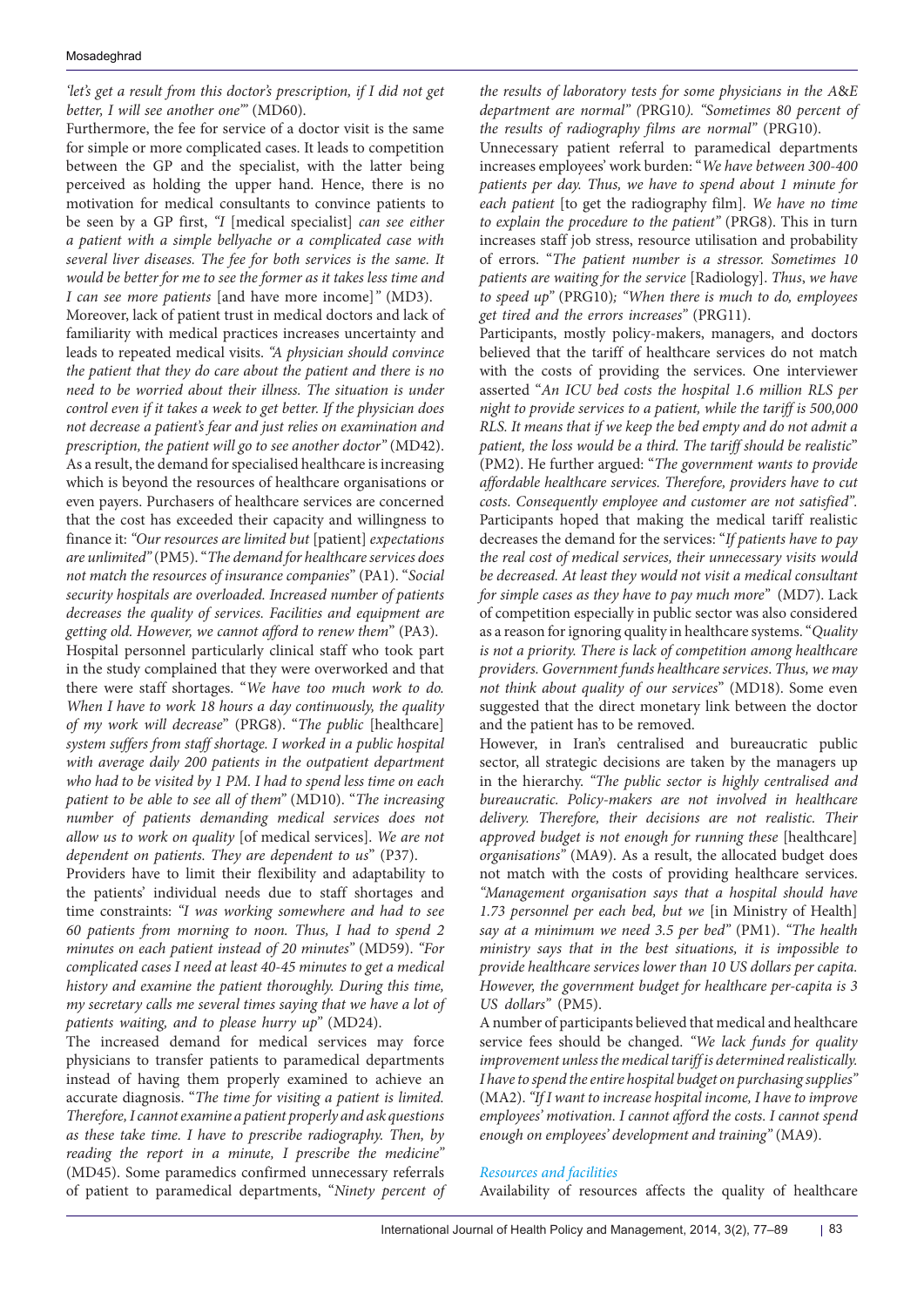*'let's get a result from this doctor's prescription, if I did not get better, I will see another one'"* (MD60).

Furthermore, the fee for service of a doctor visit is the same for simple or more complicated cases. It leads to competition between the GP and the specialist, with the latter being perceived as holding the upper hand. Hence, there is no motivation for medical consultants to convince patients to be seen by a GP first, *"I* [medical specialist] *can see either a patient with a simple bellyache or a complicated case with several liver diseases. The fee for both services is the same. It would be better for me to see the former as it takes less time and I can see more patients* [and have more income]*"* (MD3).

Moreover, lack of patient trust in medical doctors and lack of familiarity with medical practices increases uncertainty and leads to repeated medical visits. *"A physician should convince the patient that they do care about the patient and there is no need to be worried about their illness. The situation is under control even if it takes a week to get better. If the physician does not decrease a patient's fear and just relies on examination and prescription, the patient will go to see another doctor"* (MD42).

As a result, the demand for specialised healthcare is increasing which is beyond the resources of healthcare organisations or even payers. Purchasers of healthcare services are concerned that the cost has exceeded their capacity and willingness to finance it: *"Our resources are limited but* [patient] *expectations are unlimited"* (PM5). "*The demand for healthcare services does not match the resources of insurance companies*" (PA1). "*Social security hospitals are overloaded. Increased number of patients decreases the quality of services. Facilities and equipment are getting old. However, we cannot afford to renew them*" (PA3).

Hospital personnel particularly clinical staff who took part in the study complained that they were overworked and that there were staff shortages. "*We have too much work to do. When I have to work 18 hours a day continuously, the quality of my work will decrease*" (PRG8). "*The public* [healthcare] *system suffers from staff shortage. I worked in a public hospital with average daily 200 patients in the outpatient department who had to be visited by 1 PM. I had to spend less time on each patient to be able to see all of them"* (MD10). "*The increasing number of patients demanding medical services does not allow us to work on quality* [of medical services]. *We are not dependent on patients. They are dependent to us*" (P37).

Providers have to limit their flexibility and adaptability to the patients' individual needs due to staff shortages and time constraints: *"I was working somewhere and had to see 60 patients from morning to noon. Thus, I had to spend 2 minutes on each patient instead of 20 minutes"* (MD59). *"For complicated cases I need at least 40-45 minutes to get a medical history and examine the patient thoroughly. During this time, my secretary calls me several times saying that we have a lot of patients waiting, and to please hurry up*" (MD24).

The increased demand for medical services may force physicians to transfer patients to paramedical departments instead of having them properly examined to achieve an accurate diagnosis. "*The time for visiting a patient is limited. Therefore, I cannot examine a patient properly and ask questions as these take time. I have to prescribe radiography. Then, by reading the report in a minute, I prescribe the medicine"* (MD45). Some paramedics confirmed unnecessary referrals of patient to paramedical departments, "*Ninety percent of the results of laboratory tests for some physicians in the A&E department are normal" (*PRG10*). "Sometimes 80 percent of the results of radiography films are normal"* (PRG10).

Unnecessary patient referral to paramedical departments increases employees' work burden: "*We have between 300-400 patients per day. Thus, we have to spend about 1 minute for each patient* [to get the radiography film]. *We have no time to explain the procedure to the patient"* (PRG8). This in turn increases staff job stress, resource utilisation and probability of errors. "*The patient number is a stressor. Sometimes 10 patients are waiting for the service* [Radiology]. *Thus*, *we have to speed up"* (PRG10)*; "When there is much to do, employees get tired and the errors increases*" (PRG11).

Participants, mostly policy-makers, managers, and doctors believed that the tariff of healthcare services do not match with the costs of providing the services. One interviewer asserted "*An ICU bed costs the hospital 1.6 million RLS per night to provide services to a patient, while the tariff is 500,000 RLS. It means that if we keep the bed empty and do not admit a patient, the loss would be a third. The tariff should be realistic*" (PM2). He further argued: "*The government wants to provide affordable healthcare services. Therefore, providers have to cut costs. Consequently employee and customer are not satisfied"*. Participants hoped that making the medical tariff realistic decreases the demand for the services: "*If patients have to pay the real cost of medical services, their unnecessary visits would be decreased. At least they would not visit a medical consultant for simple cases as they have to pay much more*" (MD7). Lack of competition especially in public sector was also considered as a reason for ignoring quality in healthcare systems. "*Quality is not a priority. There is lack of competition among healthcare providers. Government funds healthcare services. Thus, we may not think about quality of our services*" (MD18). Some even suggested that the direct monetary link between the doctor and the patient has to be removed.

However, in Iran's centralised and bureaucratic public sector, all strategic decisions are taken by the managers up in the hierarchy. *"The public sector is highly centralised and bureaucratic. Policy-makers are not involved in healthcare delivery. Therefore, their decisions are not realistic. Their approved budget is not enough for running these* [healthcare] *organisations"* (MA9). As a result, the allocated budget does not match with the costs of providing healthcare services. *"Management organisation says that a hospital should have 1.73 personnel per each bed, but we* [in Ministry of Health] *say at a minimum we need 3.5 per bed"* (PM1). *"The health ministry says that in the best situations, it is impossible to provide healthcare services lower than 10 US dollars per capita. However, the government budget for healthcare per-capita is 3 US dollars"* (PM5).

A number of participants believed that medical and healthcare service fees should be changed. *"We lack funds for quality improvement unless the medical tariff is determined realistically. I have to spend the entire hospital budget on purchasing supplies"* (MA2). *"If I want to increase hospital income, I have to improve employees' motivation. I cannot afford the costs. I cannot spend enough on employees' development and training"* (MA9).

### *Resources and facilities*

Availability of resources affects the quality of healthcare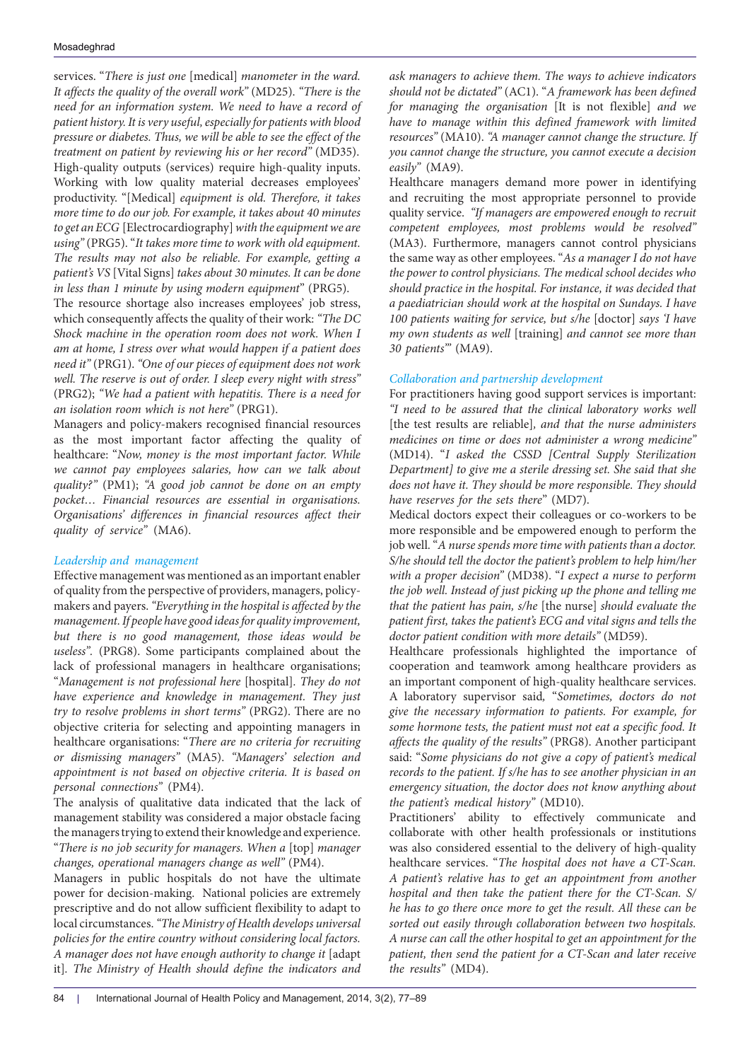services. "*There is just one* [medical] *manometer in the ward. It affects the quality of the overall work*" (MD25). "*There is the need for an information system. We need to have a record of patient history. It is very useful, especially for patients with blood pressure or diabetes. Thus, we will be able to see the effect of the treatment on patient by reviewing his or her record*" (MD35). High-quality outputs (services) require high-quality inputs. Working with low quality material decreases employees' productivity. "[Medical] *equipment is old. Therefore, it takes more time to do our job. For example, it takes about 40 minutes to get an ECG* [Electrocardiography] *with the equipment we are using*" (PRG5). "*It takes more time to work with old equipment. The results may not also be reliable. For example, getting a patient's VS* [Vital Signs] *takes about 30 minutes. It can be done in less than 1 minute by using modern equipment*" (PRG5).

The resource shortage also increases employees' job stress, which consequently affects the quality of their work: *"The DC Shock machine in the operation room does not work. When I am at home, I stress over what would happen if a patient does need it"* (PRG1). *"One of our pieces of equipment does not work well. The reserve is out of order. I sleep every night with stress"* (PRG2); *"We had a patient with hepatitis. There is a need for an isolation room which is not here"* (PRG1).

Managers and policy-makers recognised financial resources as the most important factor affecting the quality of healthcare: "*Now, money is the most important factor. While we cannot pay employees salaries, how can we talk about quality?*" (PM1); *"A good job cannot be done on an empty pocket… Financial resources are essential in organisations. Organisations' differences in financial resources affect their quality of service"* (MA6).

*Leadership and management*

Effective management was mentioned as an important enabler of quality from the perspective of providers, managers, policy-makers and payers. *"Everything in the hospital is affected by the management. If people have good ideas for quality improvement, but there is no good management, those ideas would be useless"*. (PRG8). Some participants complained about the lack of professional managers in healthcare organisations; "*Management is not professional here* [hospital]. *They do not have experience and knowledge in management. They just try to resolve problems in short terms*" (PRG2). There are no objective criteria for selecting and appointing managers in healthcare organisations: "*There are no criteria for recruiting or dismissing managers*" (MA5). *"Managers' selection and appointment is not based on objective criteria. It is based on personal connections"* (PM4).

The analysis of qualitative data indicated that the lack of management stability was considered a major obstacle facing the managers trying to extend their knowledge and experience. "*There is no job security for managers. When a* [top] *manager changes, operational managers change as well*" (PM4).

Managers in public hospitals do not have the ultimate power for decision-making. National policies are extremely prescriptive and do not allow sufficient flexibility to adapt to local circumstances. *"The Ministry of Health develops universal policies for the entire country without considering local factors. A manager does not have enough authority to change it* [adapt it]. *The Ministry of Health should define the indicators and ask managers to achieve them. The ways to achieve indicators should not be dictated"* (AC1). "*A framework has been defined for managing the organisation* [It is not flexible] *and we have to manage within this defined framework with limited resources*" (MA10). *"A manager cannot change the structure. If you cannot change the structure, you cannot execute a decision easily"* (MA9).

Healthcare managers demand more power in identifying and recruiting the most appropriate personnel to provide quality service. *"If managers are empowered enough to recruit competent employees, most problems would be resolved"* (MA3). Furthermore, managers cannot control physicians the same way as other employees. "*As a manager I do not have the power to control physicians. The medical school decides who should practice in the hospital. For instance, it was decided that a paediatrician should work at the hospital on Sundays. I have 100 patients waiting for service, but s/he* [doctor] *says 'I have my own students as well* [training] *and cannot see more than 30 patients'*" (MA9).

*Collaboration and partnership development*

For practitioners having good support services is important: *"I need to be assured that the clinical laboratory works well* [the test results are reliable]*, and that the nurse administers medicines on time or does not administer a wrong medicine"* (MD14). "*I asked the CSSD [Central Supply Sterilization Department] to give me a sterile dressing set. She said that she does not have it. They should be more responsible. They should have reserves for the sets there*" (MD7).

Medical doctors expect their colleagues or co-workers to be more responsible and be empowered enough to perform the job well. "*A nurse spends more time with patients than a doctor. S/he should tell the doctor the patient's problem to help him/her with a proper decision*" (MD38). "*I expect a nurse to perform the job well. Instead of just picking up the phone and telling me that the patient has pain, s/he* [the nurse] *should evaluate the patient first, takes the patient's ECG and vital signs and tells the doctor patient condition with more details*" (MD59).

Healthcare professionals highlighted the importance of cooperation and teamwork among healthcare providers as an important component of high-quality healthcare services. A laboratory supervisor said, "*Sometimes, doctors do not give the necessary information to patients. For example, for some hormone tests, the patient must not eat a specific food. It affects the quality of the results*" (PRG8). Another participant said: "*Some physicians do not give a copy of patient's medical records to the patient. If s/he has to see another physician in an emergency situation, the doctor does not know anything about the patient's medical history*" (MD10).

Practitioners' ability to effectively communicate and collaborate with other health professionals or institutions was also considered essential to the delivery of high-quality healthcare services. "*The hospital does not have a CT-Scan. A patient's relative has to get an appointment from another hospital and then take the patient there for the CT-Scan. S/he has to go there once more to get the result. All these can be sorted out easily through collaboration between two hospitals. A nurse can call the other hospital to get an appointment for the patient, then send the patient for a CT-Scan and later receive the results*" (MD4).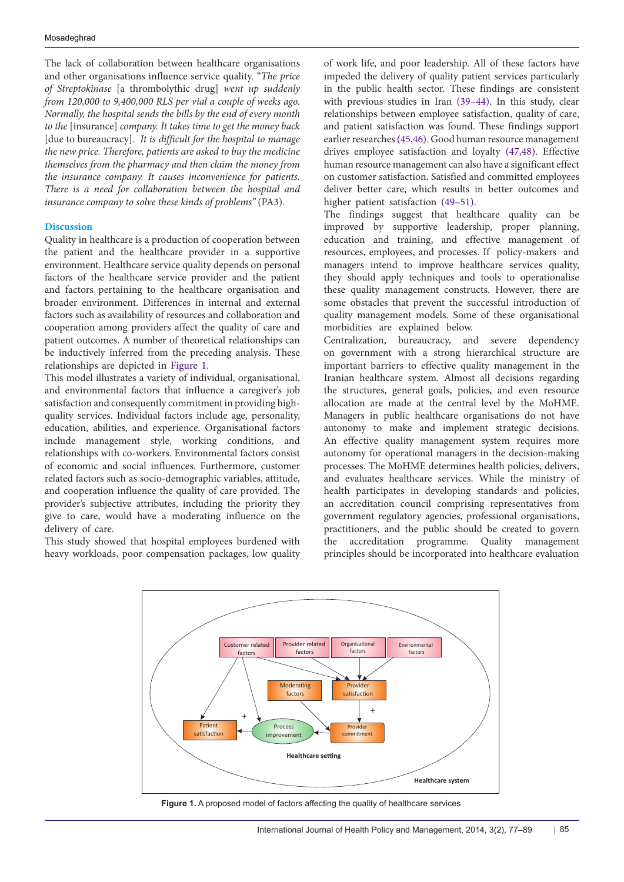The lack of collaboration between healthcare organisations and other organisations influence service quality. "*The price of Streptokinase* [a thrombolytic drug] *went up suddenly from 120,000 to 9,400,000 RLS per vial a couple of weeks ago. Normally, the hospital sends the bills by the end of every month to the* [insurance] *company. It takes time to get the money back* [due to bureaucracy]. *It is difficult for the hospital to manage the new price. Therefore, patients are asked to buy the medicine themselves from the pharmacy and then claim the money from the insurance company. It causes inconvenience for patients. There is a need for collaboration between the hospital and insurance company to solve these kinds of problems"* (PA3).

## Discussion

Quality in healthcare is a production of cooperation between the patient and the healthcare provider in a supportive environment. Healthcare service quality depends on personal factors of the healthcare service provider and the patient and factors pertaining to the healthcare organisation and broader environment. Differences in internal and external factors such as availability of resources and collaboration and cooperation among providers affect the quality of care and patient outcomes. A number of theoretical relationships can be inductively inferred from the preceding analysis. These relationships are depicted in Figure 1.

This model illustrates a variety of individual, organisational, and environmental factors that influence a caregiver's job satisfaction and consequently commitment in providing high-quality services. Individual factors include age, personality, education, abilities, and experience. Organisational factors include management style, working conditions, and relationships with co-workers. Environmental factors consist of economic and social influences. Furthermore, customer related factors such as socio-demographic variables, attitude, and cooperation influence the quality of care provided. The provider's subjective attributes, including the priority they give to care, would have a moderating influence on the delivery of care.

This study showed that hospital employees burdened with heavy workloads, poor compensation packages, low quality of work life, and poor leadership. All of these factors have impeded the delivery of quality patient services particularly in the public health sector. These findings are consistent with previous studies in Iran (39–44). In this study, clear relationships between employee satisfaction, quality of care, and patient satisfaction was found. These findings support earlier researches (45,46). Good human resource management drives employee satisfaction and loyalty (47,48). Effective human resource management can also have a significant effect on customer satisfaction. Satisfied and committed employees deliver better care, which results in better outcomes and higher patient satisfaction (49–51).

The findings suggest that healthcare quality can be improved by supportive leadership, proper planning, education and training, and effective management of resources, employees, and processes. If policy-makers and managers intend to improve healthcare services quality, they should apply techniques and tools to operationalise these quality management constructs. However, there are some obstacles that prevent the successful introduction of quality management models. Some of these organisational morbidities are explained below.

Centralization, bureaucracy, and severe dependency on government with a strong hierarchical structure are important barriers to effective quality management in the Iranian healthcare system. Almost all decisions regarding the structures, general goals, policies, and even resource allocation are made at the central level by the MoHME. Managers in public healthcare organisations do not have autonomy to make and implement strategic decisions. An effective quality management system requires more autonomy for operational managers in the decision-making processes. The MoHME determines health policies, delivers, and evaluates healthcare services. While the ministry of health participates in developing standards and policies, an accreditation council comprising representatives from government regulatory agencies, professional organisations, practitioners, and the public should be created to govern the accreditation programme. Quality management principles should be incorporated into healthcare evaluation

**Figure 1.** A proposed model of factors affecting the quality of healthcare services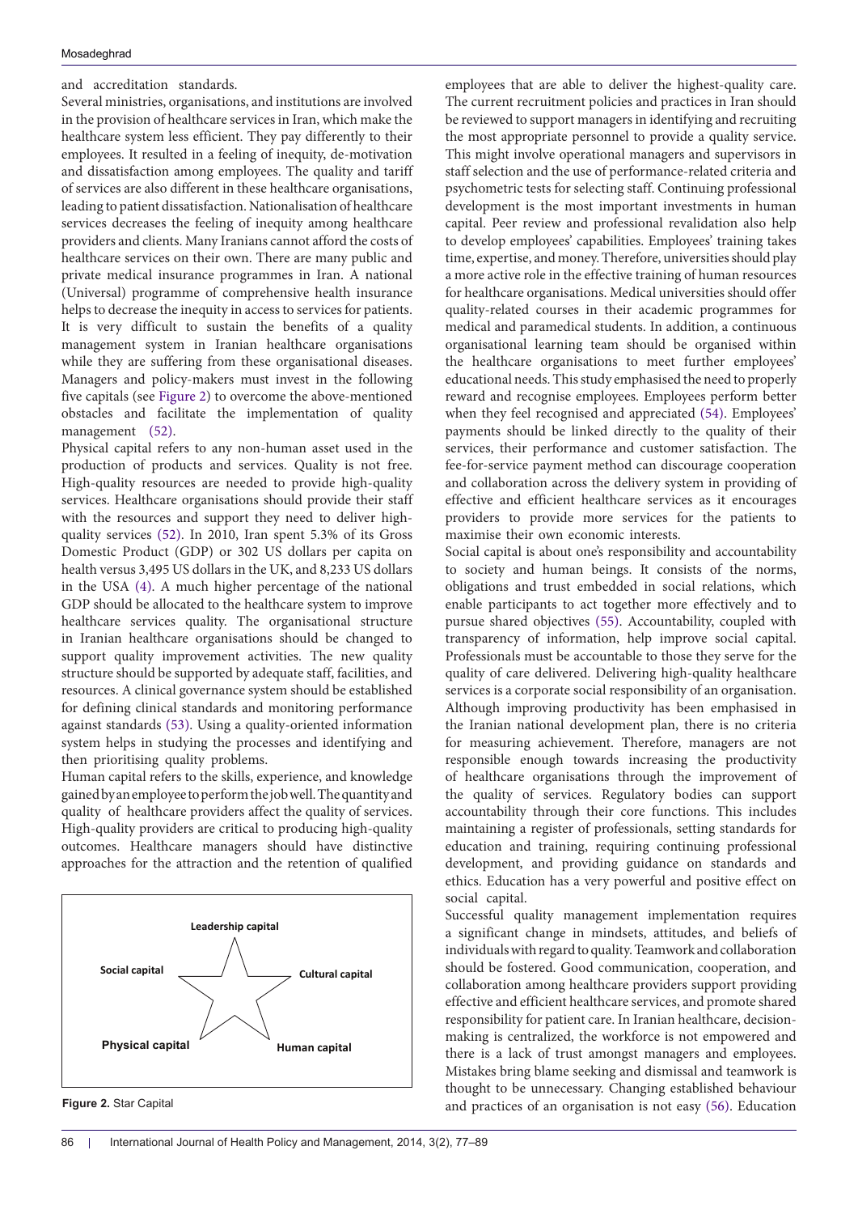and accreditation standards.

Several ministries, organisations, and institutions are involved in the provision of healthcare services in Iran, which make the healthcare system less efficient. They pay differently to their employees. It resulted in a feeling of inequity, de-motivation and dissatisfaction among employees. The quality and tariff of services are also different in these healthcare organisations, leading to patient dissatisfaction. Nationalisation of healthcare services decreases the feeling of inequity among healthcare providers and clients. Many Iranians cannot afford the costs of healthcare services on their own. There are many public and private medical insurance programmes in Iran. A national (Universal) programme of comprehensive health insurance helps to decrease the inequity in access to services for patients. It is very difficult to sustain the benefits of a quality management system in Iranian healthcare organisations while they are suffering from these organisational diseases. Managers and policy-makers must invest in the following five capitals (see Figure 2) to overcome the above-mentioned obstacles and facilitate the implementation of quality management (52).

Physical capital refers to any non-human asset used in the production of products and services. Quality is not free. High-quality resources are needed to provide high-quality services. Healthcare organisations should provide their staff with the resources and support they need to deliver high-quality services (52). In 2010, Iran spent 5.3% of its Gross Domestic Product (GDP) or 302 US dollars per capita on health versus 3,495 US dollars in the UK, and 8,233 US dollars in the USA (4). A much higher percentage of the national GDP should be allocated to the healthcare system to improve healthcare services quality. The organisational structure in Iranian healthcare organisations should be changed to support quality improvement activities. The new quality structure should be supported by adequate staff, facilities, and resources. A clinical governance system should be established for defining clinical standards and monitoring performance against standards (53). Using a quality-oriented information system helps in studying the processes and identifying and then prioritising quality problems.

Human capital refers to the skills, experience, and knowledge gained by an employee to perform the job well. The quantity and quality of healthcare providers affect the quality of services. High-quality providers are critical to producing high-quality outcomes. Healthcare managers should have distinctive approaches for the attraction and the retention of qualified employees that are able to deliver the highest-quality care. The current recruitment policies and practices in Iran should be reviewed to support managers in identifying and recruiting the most appropriate personnel to provide a quality service. This might involve operational managers and supervisors in staff selection and the use of performance-related criteria and psychometric tests for selecting staff. Continuing professional development is the most important investments in human capital. Peer review and professional revalidation also help to develop employees' capabilities. Employees' training takes time, expertise, and money. Therefore, universities should play a more active role in the effective training of human resources for healthcare organisations. Medical universities should offer quality-related courses in their academic programmes for medical and paramedical students. In addition, a continuous organisational learning team should be organised within the healthcare organisations to meet further employees' educational needs. This study emphasised the need to properly reward and recognise employees. Employees perform better when they feel recognised and appreciated (54). Employees' payments should be linked directly to the quality of their services, their performance and customer satisfaction. The fee-for-service payment method can discourage cooperation and collaboration across the delivery system in providing of effective and efficient healthcare services as it encourages providers to provide more services for the patients to maximise their own economic interests.

Social capital is about one's responsibility and accountability to society and human beings. It consists of the norms, obligations and trust embedded in social relations, which enable participants to act together more effectively and to pursue shared objectives (55). Accountability, coupled with transparency of information, help improve social capital. Professionals must be accountable to those they serve for the quality of care delivered. Delivering high-quality healthcare services is a corporate social responsibility of an organisation. Although improving productivity has been emphasised in the Iranian national development plan, there is no criteria for measuring achievement. Therefore, managers are not responsible enough towards increasing the productivity of healthcare organisations through the improvement of the quality of services. Regulatory bodies can support accountability through their core functions. This includes maintaining a register of professionals, setting standards for education and training, requiring continuing professional development, and providing guidance on standards and ethics. Education has a very powerful and positive effect on social capital.

Successful quality management implementation requires a significant change in mindsets, attitudes, and beliefs of individuals with regard to quality. Teamwork and collaboration should be fostered. Good communication, cooperation, and collaboration among healthcare providers support providing effective and efficient healthcare services, and promote shared responsibility for patient care. In Iranian healthcare, decision-making is centralized, the workforce is not empowered and there is a lack of trust amongst managers and employees. Mistakes bring blame seeking and dismissal and teamwork is thought to be unnecessary. Changing established behaviour and practices of an organisation is not easy (56). Education

Leadership capital

Social capital

Cultural capital

Physical capital

Human capital

**Figure 2.** Star Capital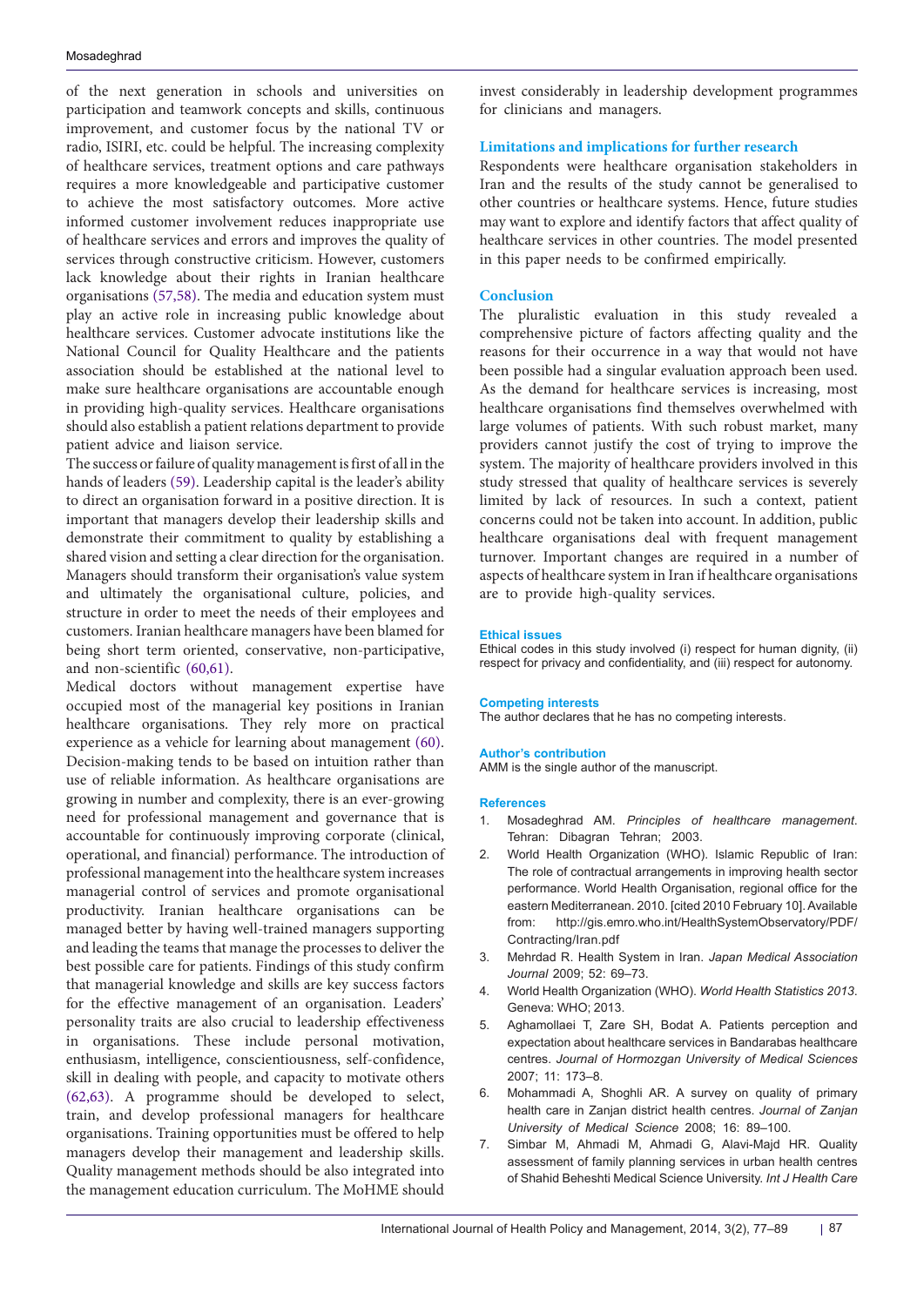of the next generation in schools and universities on participation and teamwork concepts and skills, continuous improvement, and customer focus by the national TV or radio, ISIRI, etc. could be helpful. The increasing complexity of healthcare services, treatment options and care pathways requires a more knowledgeable and participative customer to achieve the most satisfactory outcomes. More active informed customer involvement reduces inappropriate use of healthcare services and errors and improves the quality of services through constructive criticism. However, customers lack knowledge about their rights in Iranian healthcare organisations (57,58). The media and education system must play an active role in increasing public knowledge about healthcare services. Customer advocate institutions like the National Council for Quality Healthcare and the patients association should be established at the national level to make sure healthcare organisations are accountable enough in providing high-quality services. Healthcare organisations should also establish a patient relations department to provide patient advice and liaison service.

The success or failure of quality management is first of all in the hands of leaders (59). Leadership capital is the leader's ability to direct an organisation forward in a positive direction. It is important that managers develop their leadership skills and demonstrate their commitment to quality by establishing a shared vision and setting a clear direction for the organisation. Managers should transform their organisation's value system and ultimately the organisational culture, policies, and structure in order to meet the needs of their employees and customers. Iranian healthcare managers have been blamed for being short term oriented, conservative, non-participative, and non-scientific (60,61).

Medical doctors without management expertise have occupied most of the managerial key positions in Iranian healthcare organisations. They rely more on practical experience as a vehicle for learning about management (60). Decision-making tends to be based on intuition rather than use of reliable information. As healthcare organisations are growing in number and complexity, there is an ever-growing need for professional management and governance that is accountable for continuously improving corporate (clinical, operational, and financial) performance. The introduction of professional management into the healthcare system increases managerial control of services and promote organisational productivity. Iranian healthcare organisations can be managed better by having well-trained managers supporting and leading the teams that manage the processes to deliver the best possible care for patients. Findings of this study confirm that managerial knowledge and skills are key success factors for the effective management of an organisation. Leaders' personality traits are also crucial to leadership effectiveness in organisations. These include personal motivation, enthusiasm, intelligence, conscientiousness, self-confidence, skill in dealing with people, and capacity to motivate others (62,63). A programme should be developed to select, train, and develop professional managers for healthcare organisations. Training opportunities must be offered to help managers develop their management and leadership skills. Quality management methods should be also integrated into the management education curriculum. The MoHME should invest considerably in leadership development programmes for clinicians and managers.

## Limitations and implications for further research

Respondents were healthcare organisation stakeholders in Iran and the results of the study cannot be generalised to other countries or healthcare systems. Hence, future studies may want to explore and identify factors that affect quality of healthcare services in other countries. The model presented in this paper needs to be confirmed empirically.

## Conclusion

The pluralistic evaluation in this study revealed a comprehensive picture of factors affecting quality and the reasons for their occurrence in a way that would not have been possible had a singular evaluation approach been used. As the demand for healthcare services is increasing, most healthcare organisations find themselves overwhelmed with large volumes of patients. With such robust market, many providers cannot justify the cost of trying to improve the system. The majority of healthcare providers involved in this study stressed that quality of healthcare services is severely limited by lack of resources. In such a context, patient concerns could not be taken into account. In addition, public healthcare organisations deal with frequent management turnover. Important changes are required in a number of aspects of healthcare system in Iran if healthcare organisations are to provide high-quality services.

### Ethical issues

Ethical codes in this study involved (i) respect for human dignity, (ii) respect for privacy and confidentiality, and (iii) respect for autonomy.

### Competing interests

The author declares that he has no competing interests.

### Author's contribution

AMM is the single author of the manuscript.

### References

1. Mosadeghrad AM. *Principles of healthcare management*. Tehran: Dibagran Tehran; 2003.
2. World Health Organization (WHO). Islamic Republic of Iran: The role of contractual arrangements in improving health sector performance. World Health Organisation, regional office for the eastern Mediterranean. 2010. [cited 2010 February 10]. Available from: http://gis.emro.who.int/HealthSystemObservatory/PDF/Contracting/Iran.pdf
3. Mehrdad R. Health System in Iran. *Japan Medical Association Journal* 2009; 52: 69–73.
4. World Health Organization (WHO). *World Health Statistics 2013*. Geneva: WHO; 2013.
5. Aghamollaei T, Zare SH, Bodat A. Patients perception and expectation about healthcare services in Bandarabas healthcare centres. *Journal of Hormozgan University of Medical Sciences* 2007; 11: 173–8.
6. Mohammadi A, Shoghli AR. A survey on quality of primary health care in Zanjan district health centres. *Journal of Zanjan University of Medical Science* 2008; 16: 89–100.
7. Simbar M, Ahmadi M, Ahmadi G, Alavi-Majd HR. Quality assessment of family planning services in urban health centres of Shahid Beheshti Medical Science University. *Int J Health Care*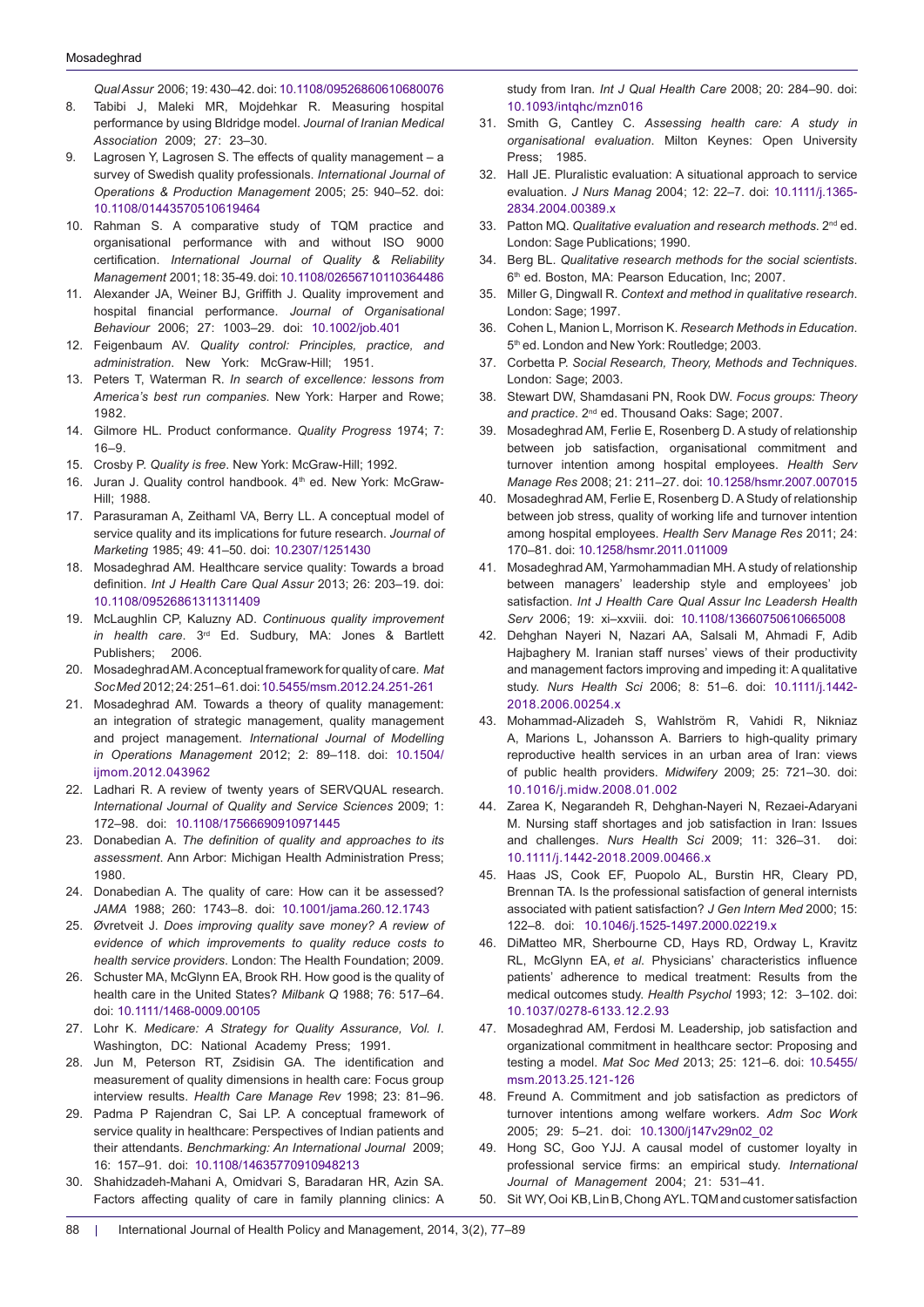*Qual Assur* 2006; 19: 430–42. doi: 10.1108/09526860610680076

8. Tabibi J, Maleki MR, Mojdehkar R. Measuring hospital performance by using Bldridge model. *Journal of Iranian Medical Association* 2009; 27: 23–30.
9. Lagrosen Y, Lagrosen S. The effects of quality management – a survey of Swedish quality professionals. *International Journal of Operations & Production Management* 2005; 25: 940–52. doi: 10.1108/01443570510619464
10. Rahman S. A comparative study of TQM practice and organisational performance with and without ISO 9000 certification. *International Journal of Quality & Reliability Management* 2001; 18: 35-49. doi: 10.1108/02656710110364486
11. Alexander JA, Weiner BJ, Griffith J. Quality improvement and hospital financial performance. *Journal of Organisational Behaviour* 2006; 27: 1003–29. doi: 10.1002/job.401
12. Feigenbaum AV. *Quality control: Principles, practice, and administration*. New York: McGraw-Hill; 1951.
13. Peters T, Waterman R. *In search of excellence: lessons from America's best run companies*. New York: Harper and Rowe; 1982.
14. Gilmore HL. Product conformance. *Quality Progress* 1974; 7: 16–9.
15. Crosby P. *Quality is free*. New York: McGraw-Hill; 1992.
16. Juran J. Quality control handbook. 4th ed. New York: McGraw-Hill; 1988.
17. Parasuraman A, Zeithaml VA, Berry LL. A conceptual model of service quality and its implications for future research. *Journal of Marketing* 1985; 49: 41–50. doi: 10.2307/1251430
18. Mosadeghrad AM. Healthcare service quality: Towards a broad definition. *Int J Health Care Qual Assur* 2013; 26: 203–19. doi: 10.1108/09526861311311409
19. McLaughlin CP, Kaluzny AD. *Continuous quality improvement in health care*. 3rd Ed. Sudbury, MA: Jones & Bartlett Publishers; 2006.
20. Mosadeghrad AM. A conceptual framework for quality of care. *Mat Soc Med* 2012; 24: 251–61. doi: 10.5455/msm.2012.24.251-261
21. Mosadeghrad AM. Towards a theory of quality management: an integration of strategic management, quality management and project management. *International Journal of Modelling in Operations Management* 2012; 2: 89–118. doi: 10.1504/ijmom.2012.043962
22. Ladhari R. A review of twenty years of SERVQUAL research. *International Journal of Quality and Service Sciences* 2009; 1: 172–98. doi: 10.1108/17566690910971445
23. Donabedian A. *The definition of quality and approaches to its assessment*. Ann Arbor: Michigan Health Administration Press; 1980.
24. Donabedian A. The quality of care: How can it be assessed? *JAMA* 1988; 260: 1743–8. doi: 10.1001/jama.260.12.1743
25. Øvretveit J. *Does improving quality save money? A review of evidence of which improvements to quality reduce costs to health service providers*. London: The Health Foundation; 2009.
26. Schuster MA, McGlynn EA, Brook RH. How good is the quality of health care in the United States? *Milbank Q* 1988; 76: 517–64. doi: 10.1111/1468-0009.00105
27. Lohr K. *Medicare: A Strategy for Quality Assurance, Vol. I*. Washington, DC: National Academy Press; 1991.
28. Jun M, Peterson RT, Zsidisin GA. The identification and measurement of quality dimensions in health care: Focus group interview results. *Health Care Manage Rev* 1998; 23: 81–96.
29. Padma P Rajendran C, Sai LP. A conceptual framework of service quality in healthcare: Perspectives of Indian patients and their attendants. *Benchmarking: An International Journal* 2009; 16: 157–91. doi: 10.1108/14635770910948213
30. Shahidzadeh-Mahani A, Omidvari S, Baradaran HR, Azin SA. Factors affecting quality of care in family planning clinics: A study from Iran. *Int J Qual Health Care* 2008; 20: 284–90. doi: 10.1093/intqhc/mzn016
31. Smith G, Cantley C. *Assessing health care: A study in organisational evaluation*. Milton Keynes: Open University Press; 1985.
32. Hall JE. Pluralistic evaluation: A situational approach to service evaluation. *J Nurs Manag* 2004; 12: 22–7. doi: 10.1111/j.1365-2834.2004.00389.x
33. Patton MQ. *Qualitative evaluation and research methods*. 2nd ed. London: Sage Publications; 1990.
34. Berg BL. *Qualitative research methods for the social scientists*. 6th ed. Boston, MA: Pearson Education, Inc; 2007.
35. Miller G, Dingwall R. *Context and method in qualitative research*. London: Sage; 1997.
36. Cohen L, Manion L, Morrison K. *Research Methods in Education*. 5th ed. London and New York: Routledge; 2003.
37. Corbetta P. *Social Research, Theory, Methods and Techniques*. London: Sage; 2003.
38. Stewart DW, Shamdasani PN, Rook DW. *Focus groups: Theory and practice*. 2nd ed. Thousand Oaks: Sage; 2007.
39. Mosadeghrad AM, Ferlie E, Rosenberg D. A study of relationship between job satisfaction, organisational commitment and turnover intention among hospital employees. *Health Serv Manage Res* 2008; 21: 211–27. doi: 10.1258/hsmr.2007.007015
40. Mosadeghrad AM, Ferlie E, Rosenberg D. A Study of relationship between job stress, quality of working life and turnover intention among hospital employees. *Health Serv Manage Res* 2011; 24: 170–81. doi: 10.1258/hsmr.2011.011009
41. Mosadeghrad AM, Yarmohammadian MH. A study of relationship between managers' leadership style and employees' job satisfaction. *Int J Health Care Qual Assur Inc Leadersh Health Serv* 2006; 19: xi–xxviii. doi: 10.1108/13660750610665008
42. Dehghan Nayeri N, Nazari AA, Salsali M, Ahmadi F, Adib Hajbaghery M. Iranian staff nurses' views of their productivity and management factors improving and impeding it: A qualitative study. *Nurs Health Sci* 2006; 8: 51–6. doi: 10.1111/j.1442-2018.2006.00254.x
43. Mohammad-Alizadeh S, Wahlström R, Vahidi R, Nikniaz A, Marions L, Johansson A. Barriers to high-quality primary reproductive health services in an urban area of Iran: views of public health providers. *Midwifery* 2009; 25: 721–30. doi: 10.1016/j.midw.2008.01.002
44. Zarea K, Negarandeh R, Dehghan-Nayeri N, Rezaei-Adaryani M. Nursing staff shortages and job satisfaction in Iran: Issues and challenges. *Nurs Health Sci* 2009; 11: 326–31. doi: 10.1111/j.1442-2018.2009.00466.x
45. Haas JS, Cook EF, Puopolo AL, Burstin HR, Cleary PD, Brennan TA. Is the professional satisfaction of general internists associated with patient satisfaction? *J Gen Intern Med* 2000; 15: 122–8. doi: 10.1046/j.1525-1497.2000.02219.x
46. DiMatteo MR, Sherbourne CD, Hays RD, Ordway L, Kravitz RL, McGlynn EA, *et al*. Physicians' characteristics influence patients' adherence to medical treatment: Results from the medical outcomes study. *Health Psychol* 1993; 12: 3–102. doi: 10.1037/0278-6133.12.2.93
47. Mosadeghrad AM, Ferdosi M. Leadership, job satisfaction and organizational commitment in healthcare sector: Proposing and testing a model. *Mat Soc Med* 2013; 25: 121–6. doi: 10.5455/msm.2013.25.121-126
48. Freund A. Commitment and job satisfaction as predictors of turnover intentions among welfare workers. *Adm Soc Work* 2005; 29: 5–21. doi: 10.1300/j147v29n02_02
49. Hong SC, Goo YJJ. A causal model of customer loyalty in professional service firms: an empirical study. *International Journal of Management* 2004; 21: 531–41.
50. Sit WY, Ooi KB, Lin B, Chong AYL. TQM and customer satisfaction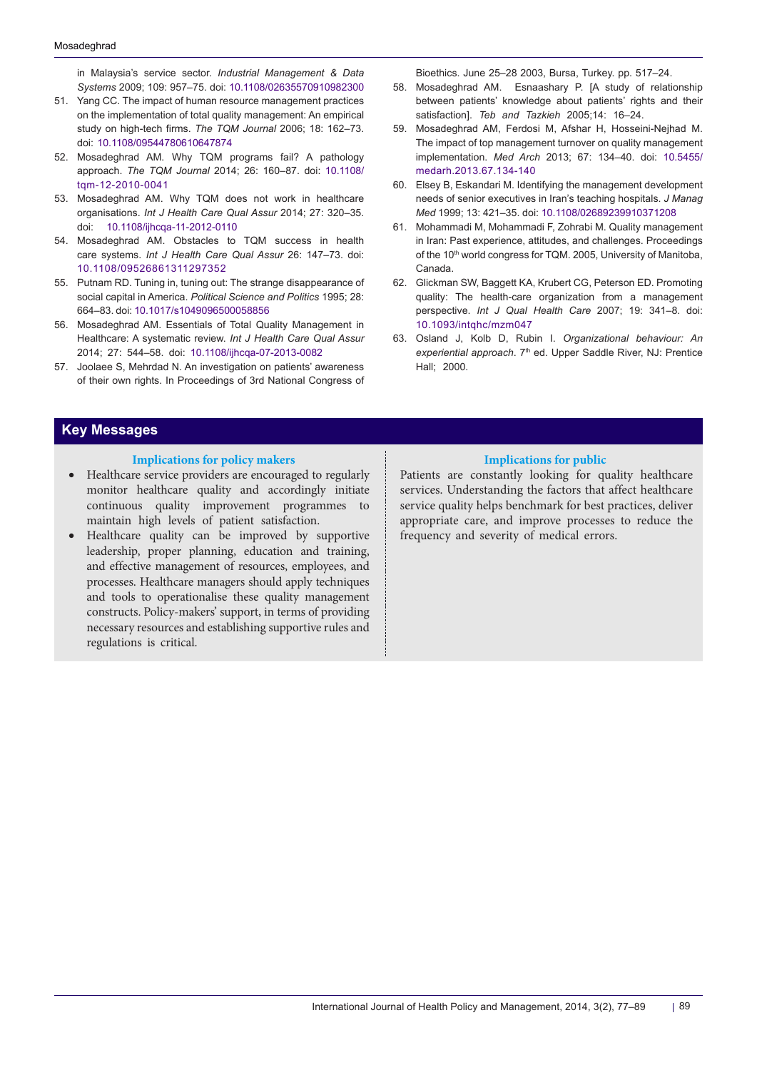in Malaysia's service sector. *Industrial Management & Data Systems* 2009; 109: 957–75. doi: 10.1108/02635570910982300

51. Yang CC. The impact of human resource management practices on the implementation of total quality management: An empirical study on high-tech firms. *The TQM Journal* 2006; 18: 162–73. doi: 10.1108/09544780610647874
52. Mosadeghrad AM. Why TQM programs fail? A pathology approach. *The TQM Journal* 2014; 26: 160–87. doi: 10.1108/tqm-12-2010-0041
53. Mosadeghrad AM. Why TQM does not work in healthcare organisations. *Int J Health Care Qual Assur* 2014; 27: 320–35. doi: 10.1108/ijhcqa-11-2012-0110
54. Mosadeghrad AM. Obstacles to TQM success in health care systems. *Int J Health Care Qual Assur* 26: 147–73. doi: 10.1108/09526861311297352
55. Putnam RD. Tuning in, tuning out: The strange disappearance of social capital in America. *Political Science and Politics* 1995; 28: 664–83. doi: 10.1017/s1049096500058856
56. Mosadeghrad AM. Essentials of Total Quality Management in Healthcare: A systematic review. *Int J Health Care Qual Assur* 2014; 27: 544–58. doi: 10.1108/ijhcqa-07-2013-0082
57. Joolaee S, Mehrdad N. An investigation on patients' awareness of their own rights. In Proceedings of 3rd National Congress of Bioethics. June 25–28 2003, Bursa, Turkey. pp. 517–24.
58. Mosadeghrad AM. Esnaashary P. [A study of relationship between patients' knowledge about patients' rights and their satisfaction]. *Teb and Tazkieh* 2005;14: 16–24.
59. Mosadeghrad AM, Ferdosi M, Afshar H, Hosseini-Nejhad M. The impact of top management turnover on quality management implementation. *Med Arch* 2013; 67: 134–40. doi: 10.5455/medarh.2013.67.134-140
60. Elsey B, Eskandari M. Identifying the management development needs of senior executives in Iran's teaching hospitals. *J Manag Med* 1999; 13: 421–35. doi: 10.1108/02689239910371208
61. Mohammadi M, Mohammadi F, Zohrabi M. Quality management in Iran: Past experience, attitudes, and challenges. Proceedings of the 10th world congress for TQM. 2005, University of Manitoba, Canada.
62. Glickman SW, Baggett KA, Krubert CG, Peterson ED. Promoting quality: The health-care organization from a management perspective. *Int J Qual Health Care* 2007; 19: 341–8. doi: 10.1093/intqhc/mzm047
63. Osland J, Kolb D, Rubin I. *Organizational behaviour: An experiential approach*. 7th ed. Upper Saddle River, NJ: Prentice Hall; 2000.

## Key Messages

### Implications for policy makers

- Healthcare service providers are encouraged to regularly monitor healthcare quality and accordingly initiate continuous quality improvement programmes to maintain high levels of patient satisfaction.
- Healthcare quality can be improved by supportive leadership, proper planning, education and training, and effective management of resources, employees, and processes. Healthcare managers should apply techniques and tools to operationalise these quality management constructs. Policy-makers' support, in terms of providing necessary resources and establishing supportive rules and regulations is critical.

### Implications for public

Patients are constantly looking for quality healthcare services. Understanding the factors that affect healthcare service quality helps benchmark for best practices, deliver appropriate care, and improve processes to reduce the frequency and severity of medical errors.